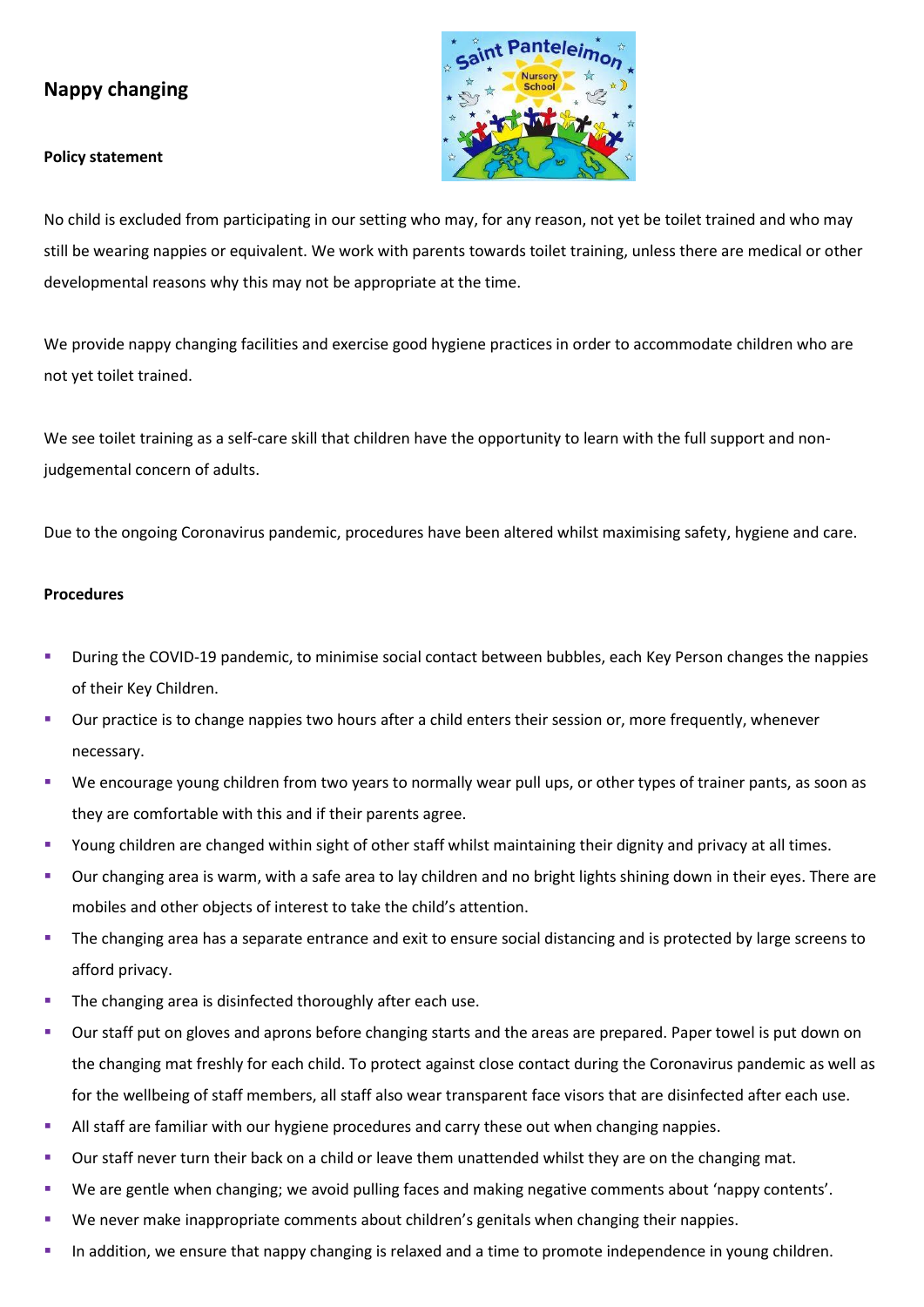# Napping changing

# Nappy changing

**Policy statement**

No child is excluded from participating in our setting who may, for any reason, not yet be toilet trained and who may still be wearing nappies or equivalent. We work with parents towards toilet training, unless there are medical or other developmental reasons why this may not be appropriate at the time.

We provide nappy changing facilities and exercise good hygiene practices in order to accommodate children who are not yet toilet trained.

We see toilet training as a self-care skill that children have the opportunity to learn with the full support and non-judgemental concern of adults.

Due to the ongoing Coronavirus pandemic, procedures have been altered whilst maximising safety, hygiene and care.

**Procedures**

- During the COVID-19 pandemic, to minimise social contact between bubbles, each Key Person changes the nappies of their Key Children.
- Our practice is to change nappies two hours after a child enters their session or, more frequently, whenever necessary.
- We encourage young children from two years to normally wear pull ups, or other types of trainer pants, as soon as they are comfortable with this and if their parents agree.
- Young children are changed within sight of other staff whilst maintaining their dignity and privacy at all times.
- Our changing area is warm, with a safe area to lay children and no bright lights shining down in their eyes. There are mobiles and other objects of interest to take the child's attention.
- The changing area has a separate entrance and exit to ensure social distancing and is protected by large screens to afford privacy.
- The changing area is disinfected thoroughly after each use.
- Our staff put on gloves and aprons before changing starts and the areas are prepared. Paper towel is put down on the changing mat freshly for each child. To protect against close contact during the Coronavirus pandemic as well as for the wellbeing of staff members, all staff also wear transparent face visors that are disinfected after each use.
- All staff are familiar with our hygiene procedures and carry these out when changing nappies.
- Our staff never turn their back on a child or leave them unattended whilst they are on the changing mat.
- We are gentle when changing; we avoid pulling faces and making negative comments about 'nappy contents'.
- We never make inappropriate comments about children's genitals when changing their nappies.
- In addition, we ensure that nappy changing is relaxed and a time to promote independence in young children.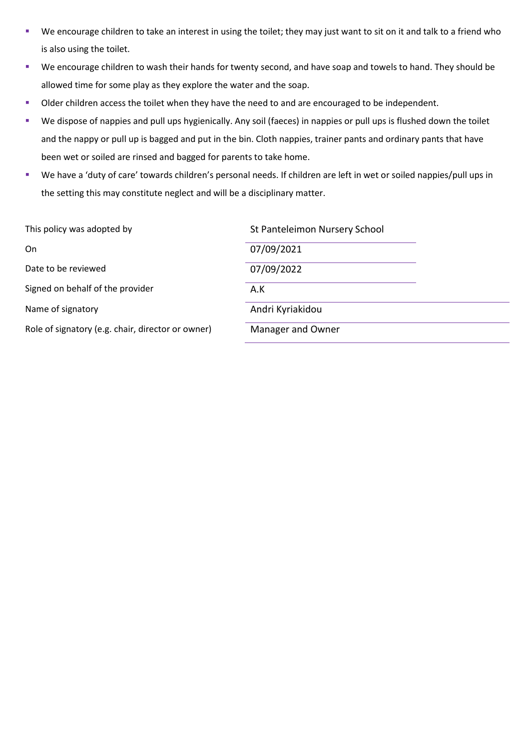- We encourage children to take an interest in using the toilet; they may just want to sit on it and talk to a friend who is also using the toilet.
- We encourage children to wash their hands for twenty second, and have soap and towels to hand. They should be allowed time for some play as they explore the water and the soap.
- Older children access the toilet when they have the need to and are encouraged to be independent.
- We dispose of nappies and pull ups hygienically. Any soil (faeces) in nappies or pull ups is flushed down the toilet and the nappy or pull up is bagged and put in the bin. Cloth nappies, trainer pants and ordinary pants that have been wet or soiled are rinsed and bagged for parents to take home.
- We have a 'duty of care' towards children's personal needs. If children are left in wet or soiled nappies/pull ups in the setting this may constitute neglect and will be a disciplinary matter.

| | |
|---|---|
| This policy was adopted by | St Panteleimon Nursery School |
| On | 07/09/2021 |
| Date to be reviewed | 07/09/2022 |
| Signed on behalf of the provider | A.K |
| Name of signatory | Andri Kyriakidou |
| Role of signatory (e.g. chair, director or owner) | Manager and Owner |